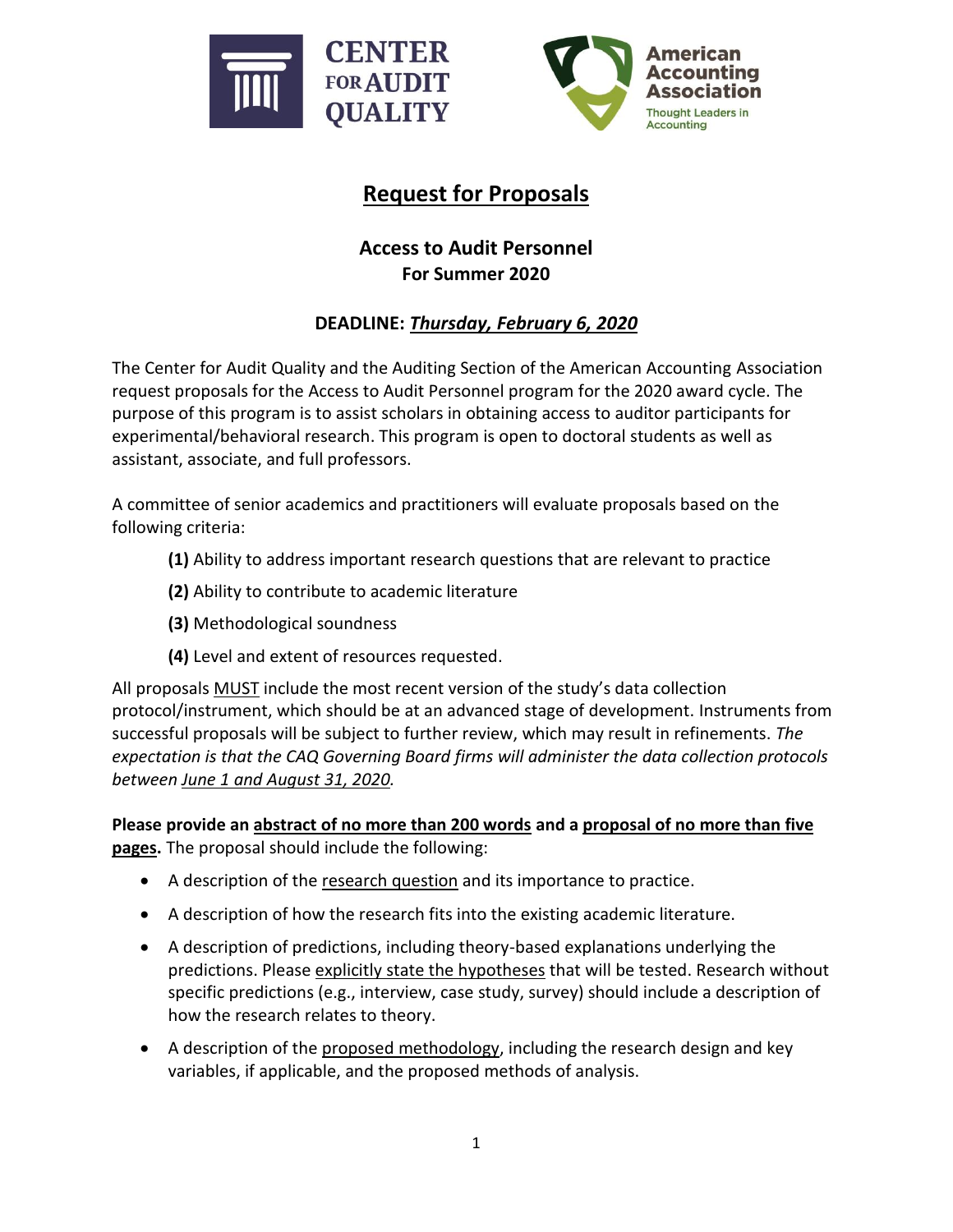CENTER FOR AUDIT QUALITY

American Accounting Association
Thought Leaders in Accounting

# Request for Proposals

## Access to Audit Personnel
## For Summer 2020

### DEADLINE: *Thursday, February 6, 2020*

The Center for Audit Quality and the Auditing Section of the American Accounting Association request proposals for the Access to Audit Personnel program for the 2020 award cycle. The purpose of this program is to assist scholars in obtaining access to auditor participants for experimental/behavioral research. This program is open to doctoral students as well as assistant, associate, and full professors.

A committee of senior academics and practitioners will evaluate proposals based on the following criteria:

**(1)** Ability to address important research questions that are relevant to practice

**(2)** Ability to contribute to academic literature

**(3)** Methodological soundness

**(4)** Level and extent of resources requested.

All proposals MUST include the most recent version of the study's data collection protocol/instrument, which should be at an advanced stage of development. Instruments from successful proposals will be subject to further review, which may result in refinements. *The expectation is that the CAQ Governing Board firms will administer the data collection protocols between June 1 and August 31, 2020.*

**Please provide an abstract of no more than 200 words and a proposal of no more than five pages.** The proposal should include the following:

- A description of the research question and its importance to practice.
- A description of how the research fits into the existing academic literature.
- A description of predictions, including theory-based explanations underlying the predictions. Please explicitly state the hypotheses that will be tested. Research without specific predictions (e.g., interview, case study, survey) should include a description of how the research relates to theory.
- A description of the proposed methodology, including the research design and key variables, if applicable, and the proposed methods of analysis.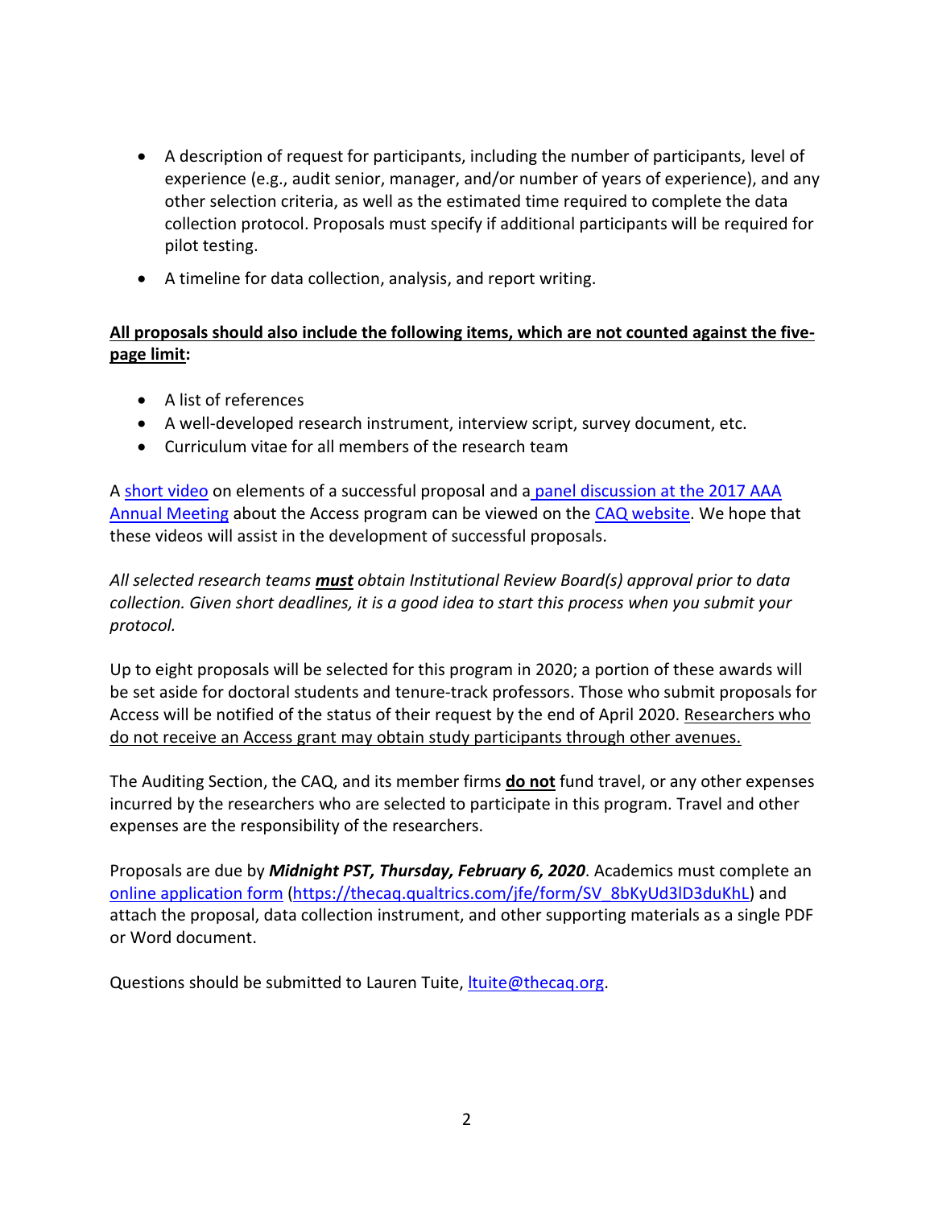- A description of request for participants, including the number of participants, level of experience (e.g., audit senior, manager, and/or number of years of experience), and any other selection criteria, as well as the estimated time required to complete the data collection protocol. Proposals must specify if additional participants will be required for pilot testing.
- A timeline for data collection, analysis, and report writing.

<u>**All proposals should also include the following items, which are not counted against the five-page limit:**</u>

- A list of references
- A well-developed research instrument, interview script, survey document, etc.
- Curriculum vitae for all members of the research team

A short video on elements of a successful proposal and a panel discussion at the 2017 AAA Annual Meeting about the Access program can be viewed on the CAQ website. We hope that these videos will assist in the development of successful proposals.

*All selected research teams **must** obtain Institutional Review Board(s) approval prior to data collection. Given short deadlines, it is a good idea to start this process when you submit your protocol.*

Up to eight proposals will be selected for this program in 2020; a portion of these awards will be set aside for doctoral students and tenure-track professors. Those who submit proposals for Access will be notified of the status of their request by the end of April 2020. <u>Researchers who do not receive an Access grant may obtain study participants through other avenues.</u>

The Auditing Section, the CAQ, and its member firms **do not** fund travel, or any other expenses incurred by the researchers who are selected to participate in this program. Travel and other expenses are the responsibility of the researchers.

Proposals are due by ***Midnight PST, Thursday, February 6, 2020***. Academics must complete an online application form (https://thecaq.qualtrics.com/jfe/form/SV_8bKyUd3lD3duKhL) and attach the proposal, data collection instrument, and other supporting materials as a single PDF or Word document.

Questions should be submitted to Lauren Tuite, ltuite@thecaq.org.